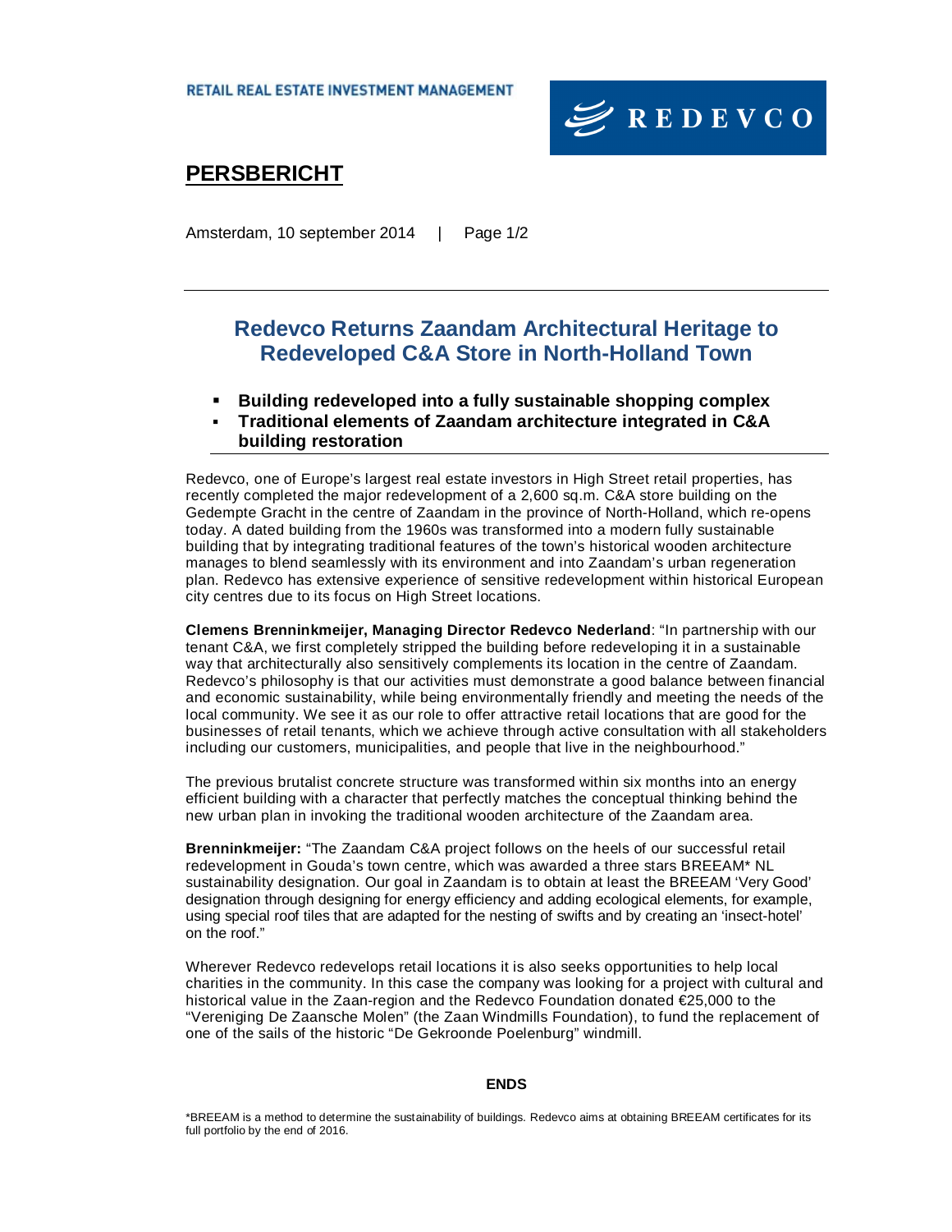RETAIL REAL ESTATE INVESTMENT MANAGEMENT

REDEVCO

# PERSBERICHT

Amsterdam, 10 september 2014

## Redevco Returns Zaandam Architectural Heritage to Redeveloped C&A Store in North-Holland Town

- **Building redeveloped into a fully sustainable shopping complex**
- **Traditional elements of Zaandam architecture integrated in C&A building restoration**

Redevco, one of Europe's largest real estate investors in High Street retail properties, has recently completed the major redevelopment of a 2,600 sq.m. C&A store building on the Gedempte Gracht in the centre of Zaandam in the province of North-Holland, which re-opens today. A dated building from the 1960s was transformed into a modern fully sustainable building that by integrating traditional features of the town's historical wooden architecture manages to blend seamlessly with its environment and into Zaandam's urban regeneration plan. Redevco has extensive experience of sensitive redevelopment within historical European city centres due to its focus on High Street locations.

**Clemens Brenninkmeijer, Managing Director Redevco Nederland**: "In partnership with our tenant C&A, we first completely stripped the building before redeveloping it in a sustainable way that architecturally also sensitively complements its location in the centre of Zaandam. Redevco's philosophy is that our activities must demonstrate a good balance between financial and economic sustainability, while being environmentally friendly and meeting the needs of the local community. We see it as our role to offer attractive retail locations that are good for the businesses of retail tenants, which we achieve through active consultation with all stakeholders including our customers, municipalities, and people that live in the neighbourhood."

The previous brutalist concrete structure was transformed within six months into an energy efficient building with a character that perfectly matches the conceptual thinking behind the new urban plan in invoking the traditional wooden architecture of the Zaandam area.

**Brenninkmeijer:** "The Zaandam C&A project follows on the heels of our successful retail redevelopment in Gouda's town centre, which was awarded a three stars BREEAM* NL sustainability designation. Our goal in Zaandam is to obtain at least the BREEAM 'Very Good' designation through designing for energy efficiency and adding ecological elements, for example, using special roof tiles that are adapted for the nesting of swifts and by creating an 'insect-hotel' on the roof."

Wherever Redevco redevelops retail locations it is also seeks opportunities to help local charities in the community. In this case the company was looking for a project with cultural and historical value in the Zaan-region and the Redevco Foundation donated €25,000 to the "Vereniging De Zaansche Molen" (the Zaan Windmills Foundation), to fund the replacement of one of the sails of the historic "De Gekroonde Poelenburg" windmill.

**ENDS**

*BREEAM is a method to determine the sustainability of buildings. Redevco aims at obtaining BREEAM certificates for its full portfolio by the end of 2016.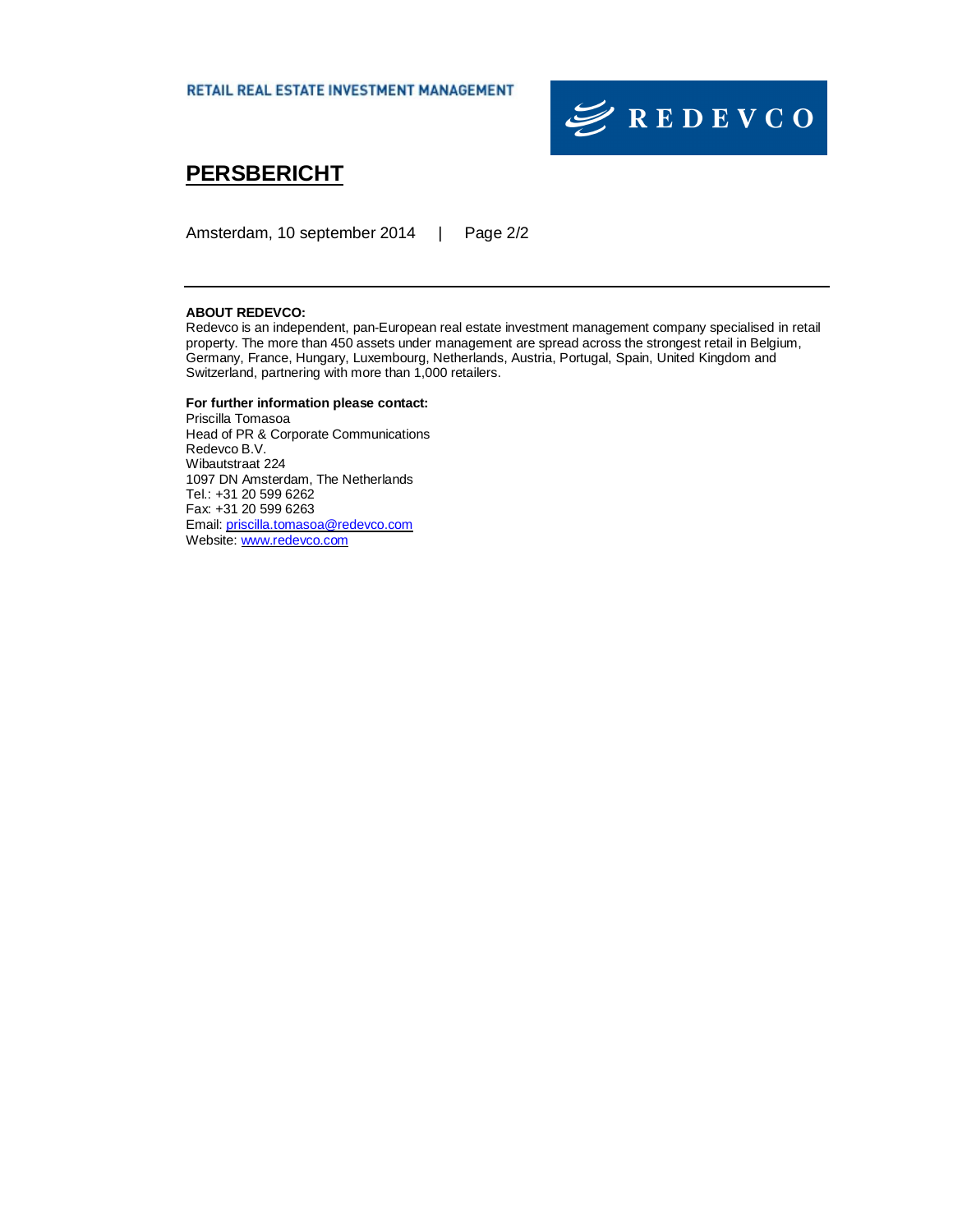## PERSBERICHT

Amsterdam, 10 september 2014

**ABOUT REDEVCO:**
Redevco is an independent, pan-European real estate investment management company specialised in retail property. The more than 450 assets under management are spread across the strongest retail in Belgium, Germany, France, Hungary, Luxembourg, Netherlands, Austria, Portugal, Spain, United Kingdom and Switzerland, partnering with more than 1,000 retailers.

**For further information please contact:**
Priscilla Tomasoa
Head of PR & Corporate Communications
Redevco B.V.
Wibautstraat 224
1097 DN Amsterdam, The Netherlands
Tel.: +31 20 599 6262
Fax: +31 20 599 6263
Email: priscilla.tomasoa@redevco.com
Website: www.redevco.com